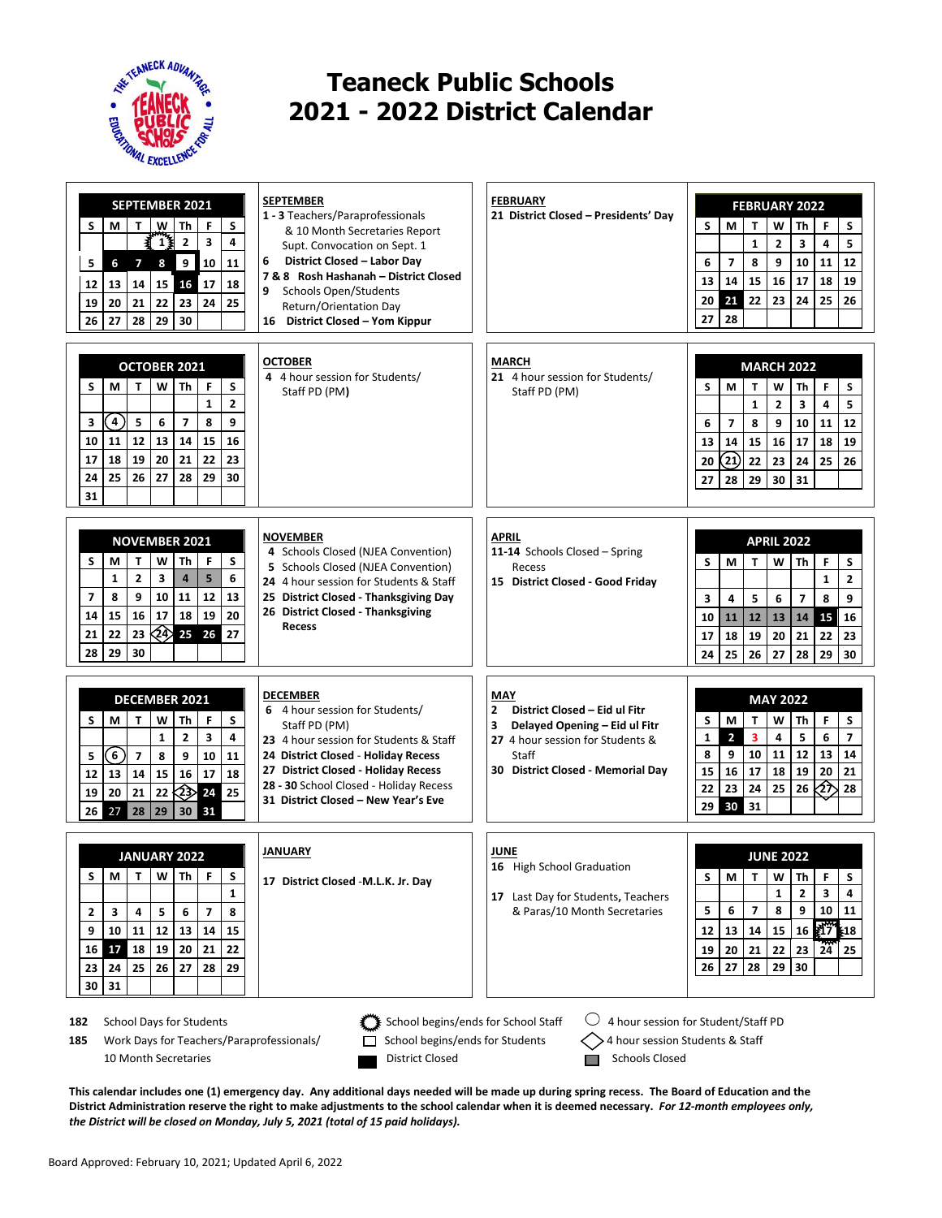# Teaneck Public Schools
# 2021 - 2022 District Calendar

### SEPTEMBER 2021

| S | M | T | W | Th | F | S |
|---|---|---|---|---|---|---|
| | | | 1 | 2 | 3 | 4 |
| 5 | 6 | 7 | 8 | 9 | 10 | 11 |
| 12 | 13 | 14 | 15 | 16 | 17 | 18 |
| 19 | 20 | 21 | 22 | 23 | 24 | 25 |
| 26 | 27 | 28 | 29 | 30 | | |

**SEPTEMBER**

1 - 3 Teachers/Paraprofessionals & 10 Month Secretaries Report Supt. Convocation on Sept. 1

6 **District Closed – Labor Day**

7 & 8 **Rosh Hashanah – District Closed**

9 Schools Open/Students Return/Orientation Day

16 **District Closed – Yom Kippur**

**FEBRUARY**

21 **District Closed – Presidents' Day**

### FEBRUARY 2022

| S | M | T | W | Th | F | S |
|---|---|---|---|---|---|---|
| | | 1 | 2 | 3 | 4 | 5 |
| 6 | 7 | 8 | 9 | 10 | 11 | 12 |
| 13 | 14 | 15 | 16 | 17 | 18 | 19 |
| 20 | 21 | 22 | 23 | 24 | 25 | 26 |
| 27 | 28 | | | | | |

### OCTOBER 2021

| S | M | T | W | Th | F | S |
|---|---|---|---|---|---|---|
| | | | | | 1 | 2 |
| 3 | 4 | 5 | 6 | 7 | 8 | 9 |
| 10 | 11 | 12 | 13 | 14 | 15 | 16 |
| 17 | 18 | 19 | 20 | 21 | 22 | 23 |
| 24 | 25 | 26 | 27 | 28 | 29 | 30 |
| 31 | | | | | | |

**OCTOBER**

4 4 hour session for Students/ Staff PD (PM)

**MARCH**

21 4 hour session for Students/ Staff PD (PM)

### MARCH 2022

| S | M | T | W | Th | F | S |
|---|---|---|---|---|---|---|
| | | 1 | 2 | 3 | 4 | 5 |
| 6 | 7 | 8 | 9 | 10 | 11 | 12 |
| 13 | 14 | 15 | 16 | 17 | 18 | 19 |
| 20 | 21 | 22 | 23 | 24 | 25 | 26 |
| 27 | 28 | 29 | 30 | 31 | | |

### NOVEMBER 2021

| S | M | T | W | Th | F | S |
|---|---|---|---|---|---|---|
| | 1 | 2 | 3 | 4 | 5 | 6 |
| 7 | 8 | 9 | 10 | 11 | 12 | 13 |
| 14 | 15 | 16 | 17 | 18 | 19 | 20 |
| 21 | 22 | 23 | 24 | 25 | 26 | 27 |
| 28 | 29 | 30 | | | | |

**NOVEMBER**

4 Schools Closed (NJEA Convention)

5 Schools Closed (NJEA Convention)

24 4 hour session for Students & Staff

25 **District Closed - Thanksgiving Day**

26 **District Closed - Thanksgiving Recess**

**APRIL**

**11-14** Schools Closed – Spring Recess

15 **District Closed - Good Friday**

### APRIL 2022

| S | M | T | W | Th | F | S |
|---|---|---|---|---|---|---|
| | | | | | 1 | 2 |
| 3 | 4 | 5 | 6 | 7 | 8 | 9 |
| 10 | 11 | 12 | 13 | 14 | 15 | 16 |
| 17 | 18 | 19 | 20 | 21 | 22 | 23 |
| 24 | 25 | 26 | 27 | 28 | 29 | 30 |

### DECEMBER 2021

| S | M | T | W | Th | F | S |
|---|---|---|---|---|---|---|
| | | | 1 | 2 | 3 | 4 |
| 5 | 6 | 7 | 8 | 9 | 10 | 11 |
| 12 | 13 | 14 | 15 | 16 | 17 | 18 |
| 19 | 20 | 21 | 22 | 23 | 24 | 25 |
| 26 | 27 | 28 | 29 | 30 | 31 | |

**DECEMBER**

6 4 hour session for Students/ Staff PD (PM)

23 4 hour session for Students & Staff

24 **District Closed - Holiday Recess**

27 **District Closed - Holiday Recess**

28 - 30 School Closed - Holiday Recess

31 **District Closed – New Year's Eve**

**MAY**

2 **District Closed – Eid ul Fitr**

3 **Delayed Opening – Eid ul Fitr**

27 4 hour session for Students & Staff

30 **District Closed - Memorial Day**

### MAY 2022

| S | M | T | W | Th | F | S |
|---|---|---|---|---|---|---|
| 1 | 2 | 3 | 4 | 5 | 6 | 7 |
| 8 | 9 | 10 | 11 | 12 | 13 | 14 |
| 15 | 16 | 17 | 18 | 19 | 20 | 21 |
| 22 | 23 | 24 | 25 | 26 | 27 | 28 |
| 29 | 30 | 31 | | | | |

### JANUARY 2022

| S | M | T | W | Th | F | S |
|---|---|---|---|---|---|---|
| | | | | | | 1 |
| 2 | 3 | 4 | 5 | 6 | 7 | 8 |
| 9 | 10 | 11 | 12 | 13 | 14 | 15 |
| 16 | 17 | 18 | 19 | 20 | 21 | 22 |
| 23 | 24 | 25 | 26 | 27 | 28 | 29 |
| 30 | 31 | | | | | |

**JANUARY**

17 **District Closed -M.L.K. Jr. Day**

**JUNE**

16 High School Graduation

17 Last Day for Students, Teachers & Paras/10 Month Secretaries

### JUNE 2022

| S | M | T | W | Th | F | S |
|---|---|---|---|---|---|---|
| | | | 1 | 2 | 3 | 4 |
| 5 | 6 | 7 | 8 | 9 | 10 | 11 |
| 12 | 13 | 14 | 15 | 16 | 17 | 18 |
| 19 | 20 | 21 | 22 | 23 | 24 | 25 |
| 26 | 27 | 28 | 29 | 30 | | |

**182** School Days for Students

**185** Work Days for Teachers/Paraprofessionals/ 10 Month Secretaries

- School begins/ends for School Staff
- School begins/ends for Students
- District Closed
- 4 hour session for Student/Staff PD
- 4 hour session Students & Staff
- Schools Closed

**This calendar includes one (1) emergency day. Any additional days needed will be made up during spring recess. The Board of Education and the District Administration reserve the right to make adjustments to the school calendar when it is deemed necessary. *For 12-month employees only, the District will be closed on Monday, July 5, 2021 (total of 15 paid holidays).***

Board Approved: February 10, 2021; Updated April 6, 2022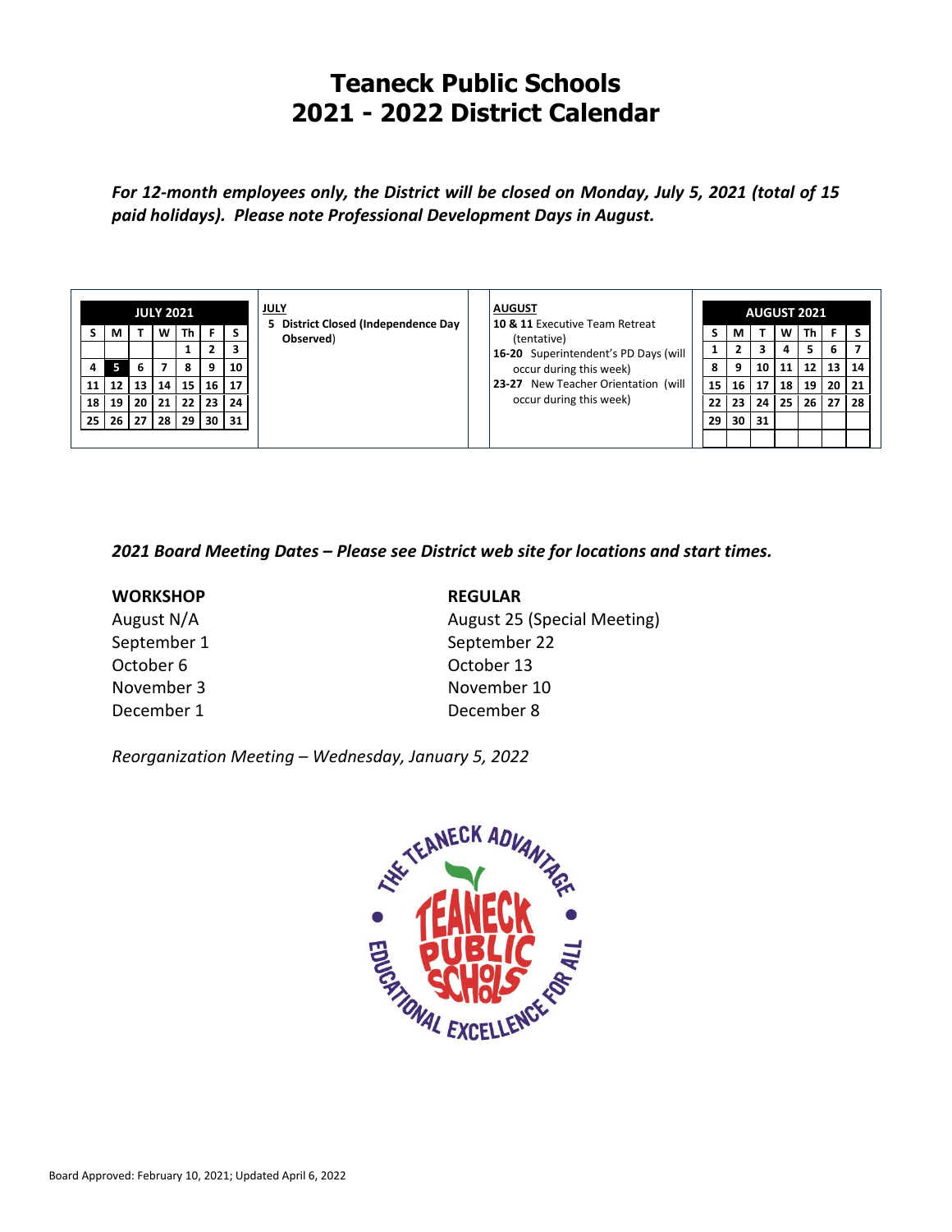# Teaneck Public Schools
# 2021 - 2022 District Calendar

***For 12-month employees only, the District will be closed on Monday, July 5, 2021 (total of 15 paid holidays). Please note Professional Development Days in August.***

**JULY 2021**

| S | M | T | W | Th | F | S |
|---|---|---|---|---|---|---|
| | | | | 1 | 2 | 3 |
| 4 | 5 | 6 | 7 | 8 | 9 | 10 |
| 11 | 12 | 13 | 14 | 15 | 16 | 17 |
| 18 | 19 | 20 | 21 | 22 | 23 | 24 |
| 25 | 26 | 27 | 28 | 29 | 30 | 31 |

**JULY**

**5 District Closed (Independence Day Observed)**

**AUGUST**

**10 & 11** Executive Team Retreat (tentative)

**16-20** Superintendent's PD Days (will occur during this week)

**23-27** New Teacher Orientation (will occur during this week)

**AUGUST 2021**

| S | M | T | W | Th | F | S |
|---|---|---|---|---|---|---|
| 1 | 2 | 3 | 4 | 5 | 6 | 7 |
| 8 | 9 | 10 | 11 | 12 | 13 | 14 |
| 15 | 16 | 17 | 18 | 19 | 20 | 21 |
| 22 | 23 | 24 | 25 | 26 | 27 | 28 |
| 29 | 30 | 31 | | | | |

***2021 Board Meeting Dates – Please see District web site for locations and start times.***

| WORKSHOP | REGULAR |
|---|---|
| August N/A | August 25 (Special Meeting) |
| September 1 | September 22 |
| October 6 | October 13 |
| November 3 | November 10 |
| December 1 | December 8 |

*Reorganization Meeting – Wednesday, January 5, 2022*

THE TEANECK ADVANTAGE
TEANECK PUBLIC SCHOOLS
EDUCATIONAL EXCELLENCE FOR ALL

Board Approved: February 10, 2021; Updated April 6, 2022